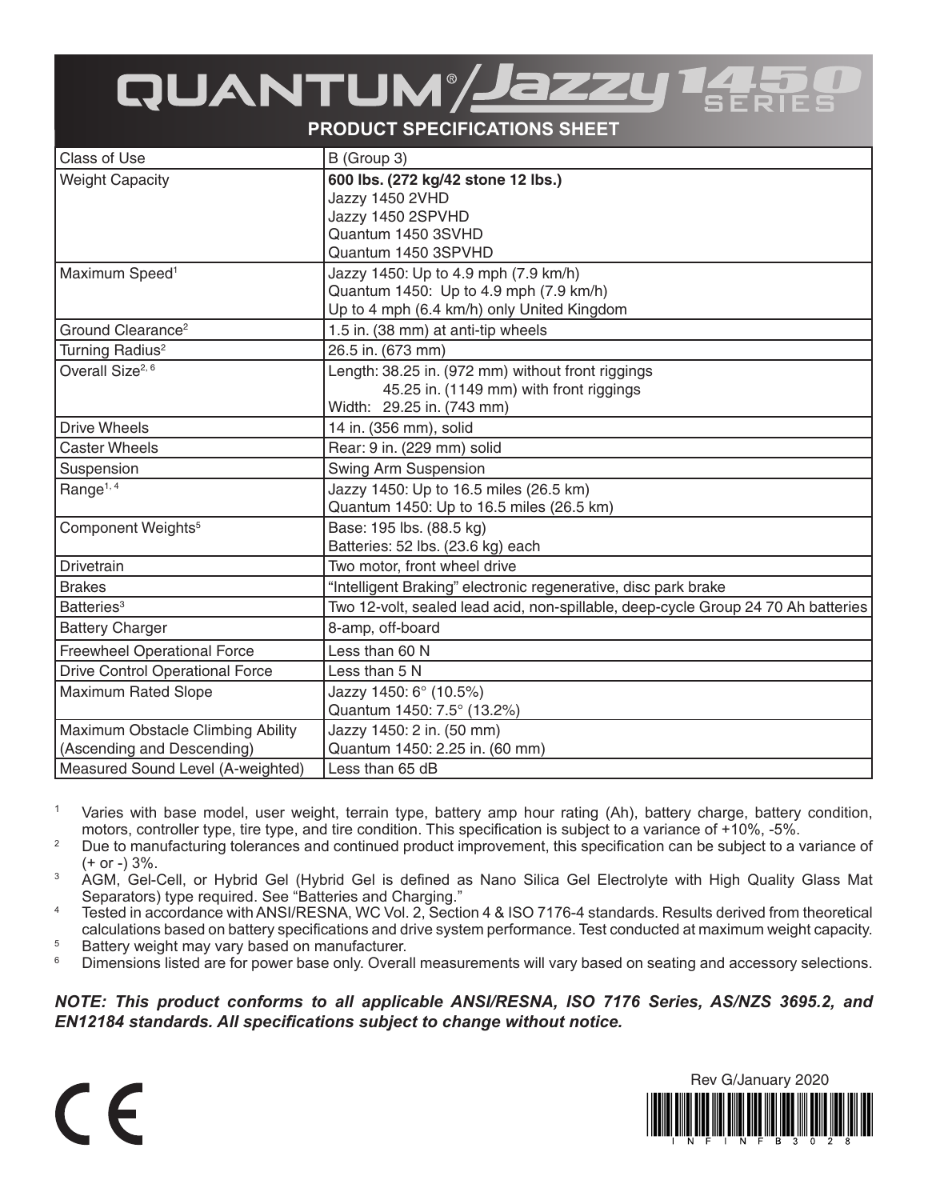# QUANTUM®/Jazzy 1450 SERIES

## PRODUCT SPECIFICATIONS SHEET

| Class of Use | B (Group 3) |
|---|---|
| Weight Capacity | **600 lbs. (272 kg/42 stone 12 lbs.)**<br>Jazzy 1450 2VHD<br>Jazzy 1450 2SPVHD<br>Quantum 1450 3SVHD<br>Quantum 1450 3SPVHD |
| Maximum Speed[1] | Jazzy 1450: Up to 4.9 mph (7.9 km/h)<br>Quantum 1450: Up to 4.9 mph (7.9 km/h)<br>Up to 4 mph (6.4 km/h) only United Kingdom |
| Ground Clearance[2] | 1.5 in. (38 mm) at anti-tip wheels |
| Turning Radius[2] | 26.5 in. (673 mm) |
| Overall Size[2, 6] | Length: 38.25 in. (972 mm) without front riggings<br>45.25 in. (1149 mm) with front riggings<br>Width: 29.25 in. (743 mm) |
| Drive Wheels | 14 in. (356 mm), solid |
| Caster Wheels | Rear: 9 in. (229 mm) solid |
| Suspension | Swing Arm Suspension |
| Range[1, 4] | Jazzy 1450: Up to 16.5 miles (26.5 km)<br>Quantum 1450: Up to 16.5 miles (26.5 km) |
| Component Weights[5] | Base: 195 lbs. (88.5 kg)<br>Batteries: 52 lbs. (23.6 kg) each |
| Drivetrain | Two motor, front wheel drive |
| Brakes | "Intelligent Braking" electronic regenerative, disc park brake |
| Batteries[3] | Two 12-volt, sealed lead acid, non-spillable, deep-cycle Group 24 70 Ah batteries |
| Battery Charger | 8-amp, off-board |
| Freewheel Operational Force | Less than 60 N |
| Drive Control Operational Force | Less than 5 N |
| Maximum Rated Slope | Jazzy 1450: 6° (10.5%)<br>Quantum 1450: 7.5° (13.2%) |
| Maximum Obstacle Climbing Ability (Ascending and Descending) | Jazzy 1450: 2 in. (50 mm)<br>Quantum 1450: 2.25 in. (60 mm) |
| Measured Sound Level (A-weighted) | Less than 65 dB |

[1] Varies with base model, user weight, terrain type, battery amp hour rating (Ah), battery charge, battery condition, motors, controller type, tire type, and tire condition. This specification is subject to a variance of +10%, -5%.

[2] Due to manufacturing tolerances and continued product improvement, this specification can be subject to a variance of (+ or -) 3%.

[3] AGM, Gel-Cell, or Hybrid Gel (Hybrid Gel is defined as Nano Silica Gel Electrolyte with High Quality Glass Mat Separators) type required. See "Batteries and Charging."

[4] Tested in accordance with ANSI/RESNA, WC Vol. 2, Section 4 & ISO 7176-4 standards. Results derived from theoretical calculations based on battery specifications and drive system performance. Test conducted at maximum weight capacity.

[5] Battery weight may vary based on manufacturer.

[6] Dimensions listed are for power base only. Overall measurements will vary based on seating and accessory selections.

***NOTE: This product conforms to all applicable ANSI/RESNA, ISO 7176 Series, AS/NZS 3695.2, and EN12184 standards. All specifications subject to change without notice.***

CE

Rev G/January 2020

INFINFB3028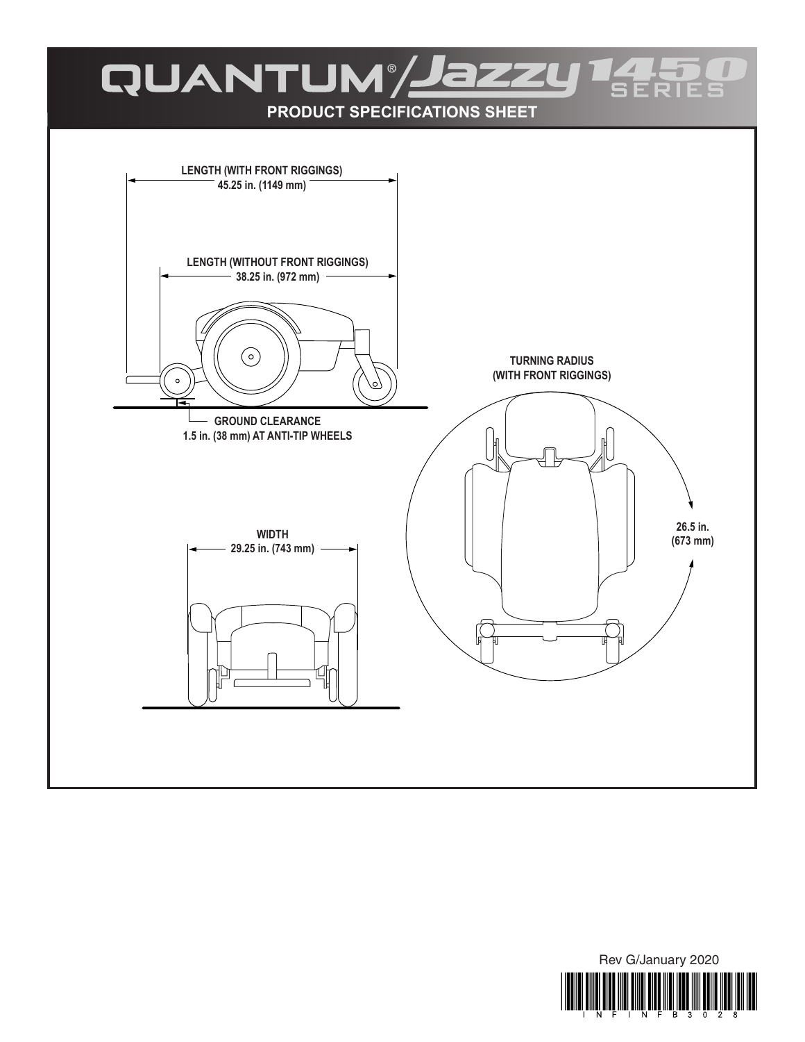# QUANTUM®/Jazzy 1450 SERIES

## PRODUCT SPECIFICATIONS SHEET

LENGTH (WITH FRONT RIGGINGS)
45.25 in. (1149 mm)

LENGTH (WITHOUT FRONT RIGGINGS)
38.25 in. (972 mm)

GROUND CLEARANCE
1.5 in. (38 mm) AT ANTI-TIP WHEELS

TURNING RADIUS
(WITH FRONT RIGGINGS)

26.5 in.
(673 mm)

WIDTH
29.25 in. (743 mm)

Rev G/January 2020

INFINFB3028